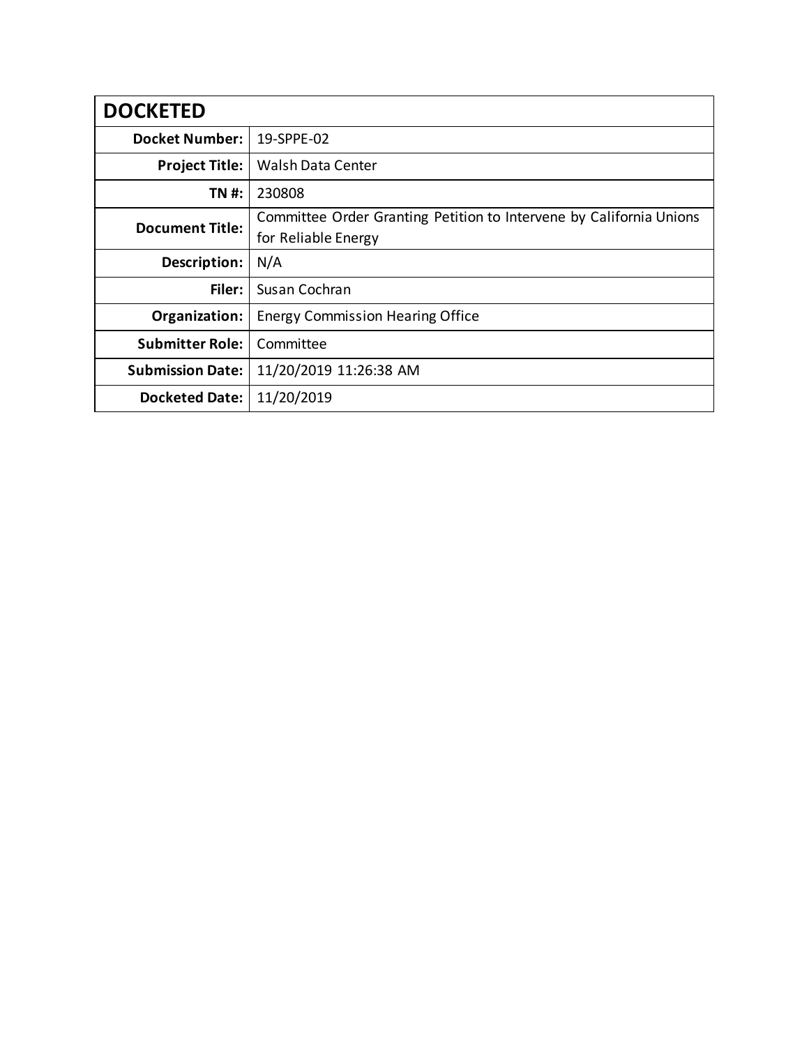| DOCKETED | |
|---|---|
| **Docket Number:** | 19-SPPE-02 |
| **Project Title:** | Walsh Data Center |
| **TN #:** | 230808 |
| **Document Title:** | Committee Order Granting Petition to Intervene by California Unions for Reliable Energy |
| **Description:** | N/A |
| **Filer:** | Susan Cochran |
| **Organization:** | Energy Commission Hearing Office |
| **Submitter Role:** | Committee |
| **Submission Date:** | 11/20/2019 11:26:38 AM |
| **Docketed Date:** | 11/20/2019 |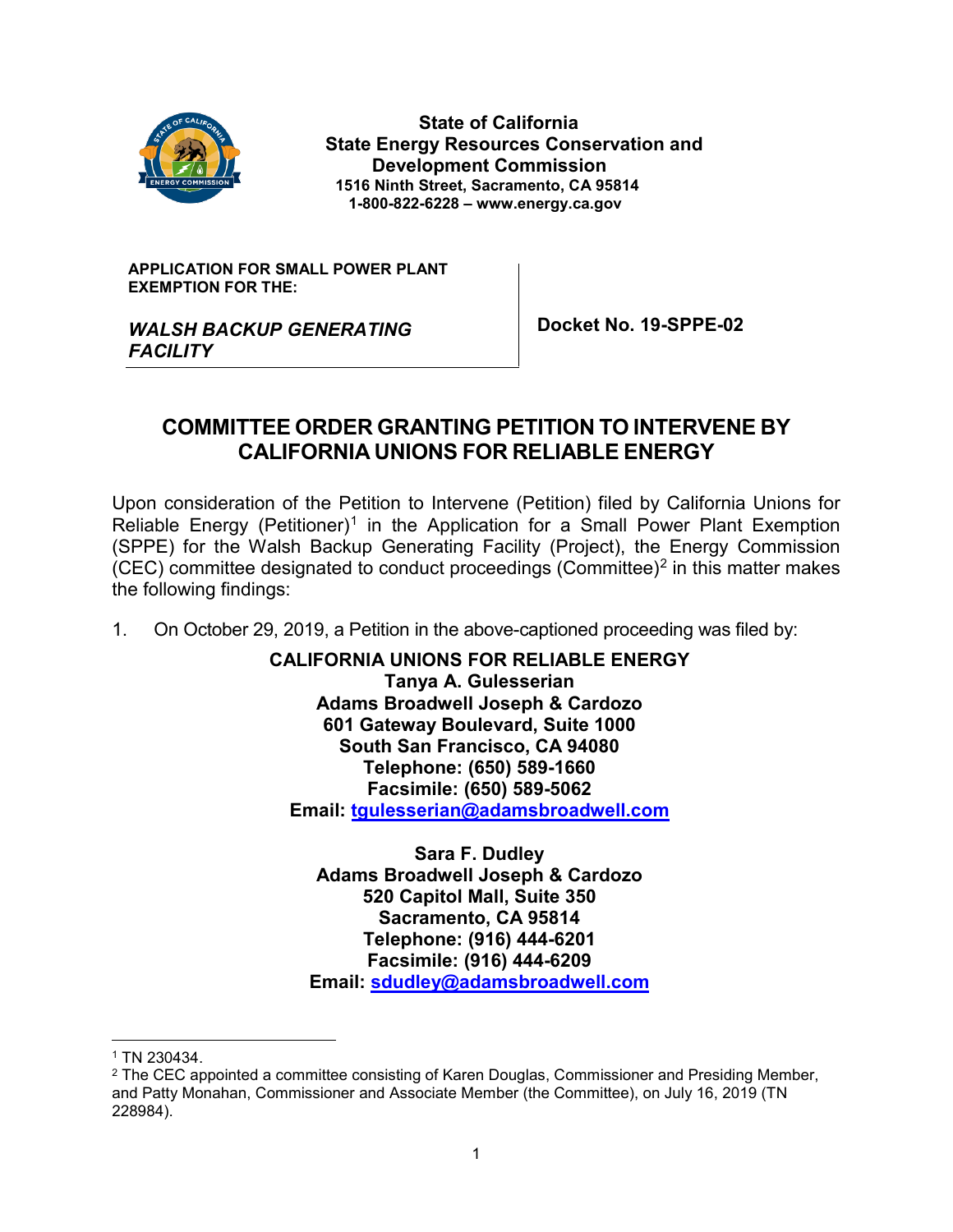**State of California**
**State Energy Resources Conservation and Development Commission**
**1516 Ninth Street, Sacramento, CA 95814**
**1-800-822-6228 – www.energy.ca.gov**

| APPLICATION FOR SMALL POWER PLANT EXEMPTION FOR THE: *WALSH BACKUP GENERATING FACILITY* | Docket No. 19-SPPE-02 |
|---|---|

# COMMITTEE ORDER GRANTING PETITION TO INTERVENE BY CALIFORNIA UNIONS FOR RELIABLE ENERGY

Upon consideration of the Petition to Intervene (Petition) filed by California Unions for Reliable Energy (Petitioner)[1] in the Application for a Small Power Plant Exemption (SPPE) for the Walsh Backup Generating Facility (Project), the Energy Commission (CEC) committee designated to conduct proceedings (Committee)[2] in this matter makes the following findings:

1. On October 29, 2019, a Petition in the above-captioned proceeding was filed by:

**CALIFORNIA UNIONS FOR RELIABLE ENERGY**
**Tanya A. Gulesserian**
**Adams Broadwell Joseph & Cardozo**
**601 Gateway Boulevard, Suite 1000**
**South San Francisco, CA 94080**
**Telephone: (650) 589-1660**
**Facsimile: (650) 589-5062**
**Email: tgulesserian@adamsbroadwell.com**

**Sara F. Dudley**
**Adams Broadwell Joseph & Cardozo**
**520 Capitol Mall, Suite 350**
**Sacramento, CA 95814**
**Telephone: (916) 444-6201**
**Facsimile: (916) 444-6209**
**Email: sdudley@adamsbroadwell.com**

---

[1] TN 230434.

[2] The CEC appointed a committee consisting of Karen Douglas, Commissioner and Presiding Member, and Patty Monahan, Commissioner and Associate Member (the Committee), on July 16, 2019 (TN 228984).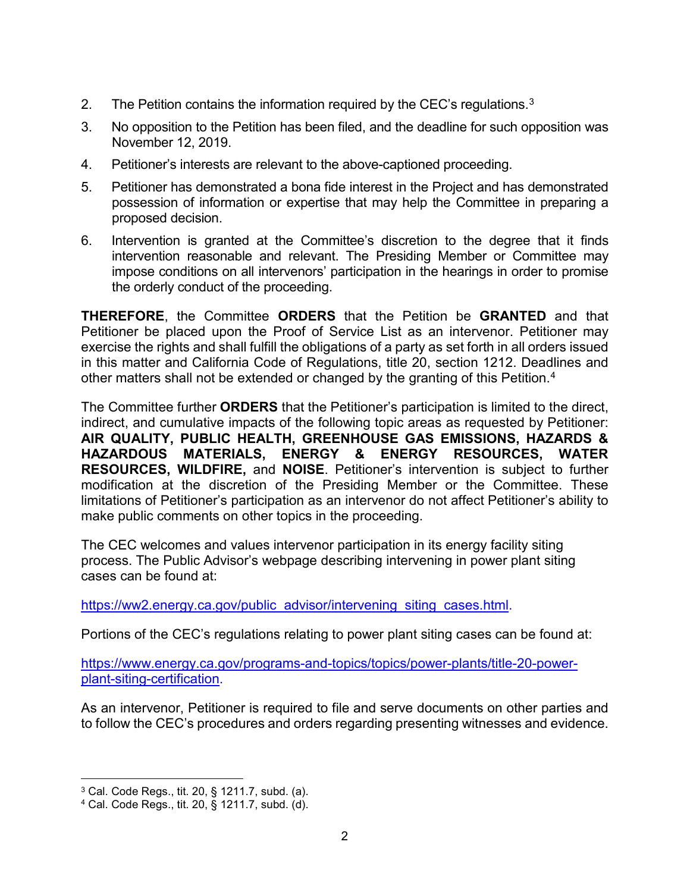2. The Petition contains the information required by the CEC's regulations.[3]
3. No opposition to the Petition has been filed, and the deadline for such opposition was November 12, 2019.
4. Petitioner's interests are relevant to the above-captioned proceeding.
5. Petitioner has demonstrated a bona fide interest in the Project and has demonstrated possession of information or expertise that may help the Committee in preparing a proposed decision.
6. Intervention is granted at the Committee's discretion to the degree that it finds intervention reasonable and relevant. The Presiding Member or Committee may impose conditions on all intervenors' participation in the hearings in order to promise the orderly conduct of the proceeding.

**THEREFORE**, the Committee **ORDERS** that the Petition be **GRANTED** and that Petitioner be placed upon the Proof of Service List as an intervenor. Petitioner may exercise the rights and shall fulfill the obligations of a party as set forth in all orders issued in this matter and California Code of Regulations, title 20, section 1212. Deadlines and other matters shall not be extended or changed by the granting of this Petition.[4]

The Committee further **ORDERS** that the Petitioner's participation is limited to the direct, indirect, and cumulative impacts of the following topic areas as requested by Petitioner: **AIR QUALITY, PUBLIC HEALTH, GREENHOUSE GAS EMISSIONS, HAZARDS & HAZARDOUS MATERIALS, ENERGY & ENERGY RESOURCES, WATER RESOURCES, WILDFIRE,** and **NOISE**. Petitioner's intervention is subject to further modification at the discretion of the Presiding Member or the Committee. These limitations of Petitioner's participation as an intervenor do not affect Petitioner's ability to make public comments on other topics in the proceeding.

The CEC welcomes and values intervenor participation in its energy facility siting process. The Public Advisor's webpage describing intervening in power plant siting cases can be found at:

https://ww2.energy.ca.gov/public_advisor/intervening_siting_cases.html.

Portions of the CEC's regulations relating to power plant siting cases can be found at:

https://www.energy.ca.gov/programs-and-topics/topics/power-plants/title-20-power-plant-siting-certification.

As an intervenor, Petitioner is required to file and serve documents on other parties and to follow the CEC's procedures and orders regarding presenting witnesses and evidence.

---

[3] Cal. Code Regs., tit. 20, § 1211.7, subd. (a).

[4] Cal. Code Regs., tit. 20, § 1211.7, subd. (d).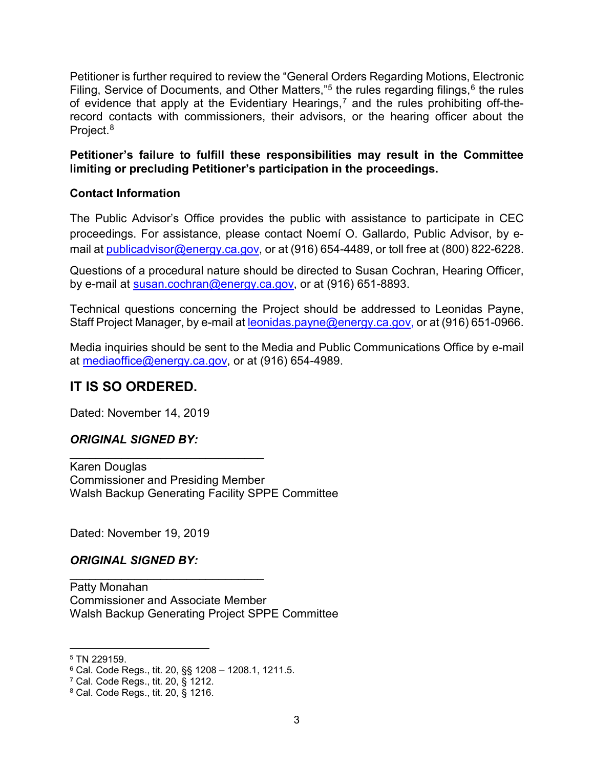Petitioner is further required to review the "General Orders Regarding Motions, Electronic Filing, Service of Documents, and Other Matters,"[5] the rules regarding filings,[6] the rules of evidence that apply at the Evidentiary Hearings,[7] and the rules prohibiting off-the-record contacts with commissioners, their advisors, or the hearing officer about the Project.[8]

**Petitioner's failure to fulfill these responsibilities may result in the Committee limiting or precluding Petitioner's participation in the proceedings.**

**Contact Information**

The Public Advisor's Office provides the public with assistance to participate in CEC proceedings. For assistance, please contact Noemí O. Gallardo, Public Advisor, by e-mail at publicadvisor@energy.ca.gov, or at (916) 654-4489, or toll free at (800) 822-6228.

Questions of a procedural nature should be directed to Susan Cochran, Hearing Officer, by e-mail at susan.cochran@energy.ca.gov, or at (916) 651-8893.

Technical questions concerning the Project should be addressed to Leonidas Payne, Staff Project Manager, by e-mail at leonidas.payne@energy.ca.gov, or at (916) 651-0966.

Media inquiries should be sent to the Media and Public Communications Office by e-mail at mediaoffice@energy.ca.gov, or at (916) 654-4989.

## IT IS SO ORDERED.

Dated: November 14, 2019

***ORIGINAL SIGNED BY:***

______________________________
Karen Douglas
Commissioner and Presiding Member
Walsh Backup Generating Facility SPPE Committee

Dated: November 19, 2019

***ORIGINAL SIGNED BY:***

______________________________
Patty Monahan
Commissioner and Associate Member
Walsh Backup Generating Project SPPE Committee

---

[5] TN 229159.

[6] Cal. Code Regs., tit. 20, §§ 1208 – 1208.1, 1211.5.

[7] Cal. Code Regs., tit. 20, § 1212.

[8] Cal. Code Regs., tit. 20, § 1216.